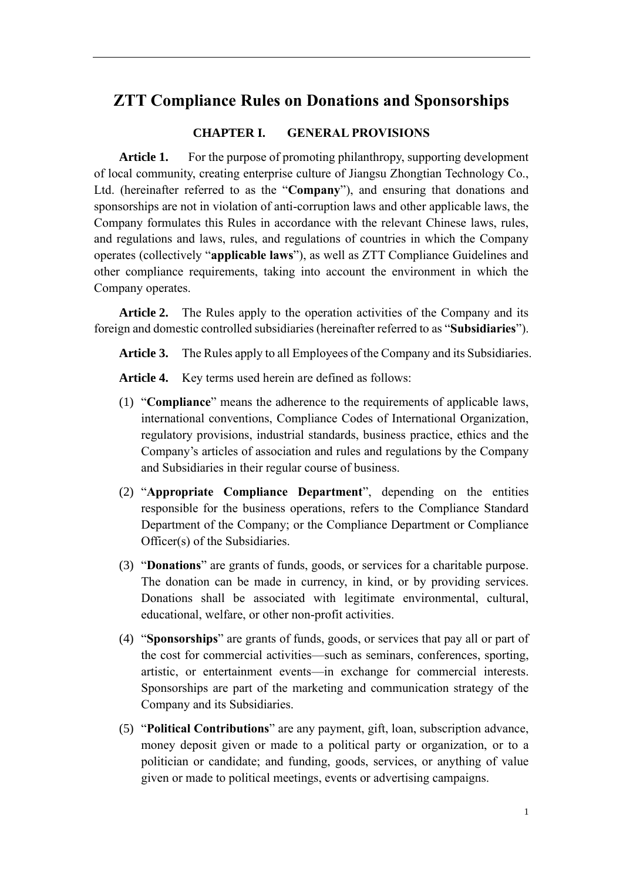# ZTT Compliance Rules on Donations and Sponsorships

## CHAPTER I. GENERAL PROVISIONS

**Article 1.** For the purpose of promoting philanthropy, supporting development of local community, creating enterprise culture of Jiangsu Zhongtian Technology Co., Ltd. (hereinafter referred to as the "**Company**"), and ensuring that donations and sponsorships are not in violation of anti-corruption laws and other applicable laws, the Company formulates this Rules in accordance with the relevant Chinese laws, rules, and regulations and laws, rules, and regulations of countries in which the Company operates (collectively "**applicable laws**"), as well as ZTT Compliance Guidelines and other compliance requirements, taking into account the environment in which the Company operates.

**Article 2.** The Rules apply to the operation activities of the Company and its foreign and domestic controlled subsidiaries (hereinafter referred to as "**Subsidiaries**").

**Article 3.** The Rules apply to all Employees of the Company and its Subsidiaries.

**Article 4.** Key terms used herein are defined as follows:

(1) "**Compliance**" means the adherence to the requirements of applicable laws, international conventions, Compliance Codes of International Organization, regulatory provisions, industrial standards, business practice, ethics and the Company's articles of association and rules and regulations by the Company and Subsidiaries in their regular course of business.

(2) "**Appropriate Compliance Department**", depending on the entities responsible for the business operations, refers to the Compliance Standard Department of the Company; or the Compliance Department or Compliance Officer(s) of the Subsidiaries.

(3) "**Donations**" are grants of funds, goods, or services for a charitable purpose. The donation can be made in currency, in kind, or by providing services. Donations shall be associated with legitimate environmental, cultural, educational, welfare, or other non-profit activities.

(4) "**Sponsorships**" are grants of funds, goods, or services that pay all or part of the cost for commercial activities—such as seminars, conferences, sporting, artistic, or entertainment events—in exchange for commercial interests. Sponsorships are part of the marketing and communication strategy of the Company and its Subsidiaries.

(5) "**Political Contributions**" are any payment, gift, loan, subscription advance, money deposit given or made to a political party or organization, or to a politician or candidate; and funding, goods, services, or anything of value given or made to political meetings, events or advertising campaigns.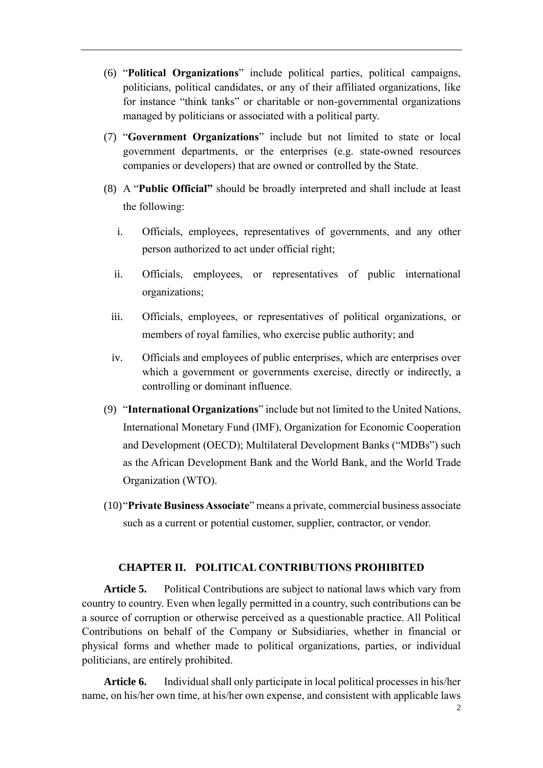(6) "**Political Organizations**" include political parties, political campaigns, politicians, political candidates, or any of their affiliated organizations, like for instance "think tanks" or charitable or non-governmental organizations managed by politicians or associated with a political party.

(7) "**Government Organizations**" include but not limited to state or local government departments, or the enterprises (e.g. state-owned resources companies or developers) that are owned or controlled by the State.

(8) A "**Public Official"** should be broadly interpreted and shall include at least the following:

   i. Officials, employees, representatives of governments, and any other person authorized to act under official right;

   ii. Officials, employees, or representatives of public international organizations;

   iii. Officials, employees, or representatives of political organizations, or members of royal families, who exercise public authority; and

   iv. Officials and employees of public enterprises, which are enterprises over which a government or governments exercise, directly or indirectly, a controlling or dominant influence.

(9) "**International Organizations**" include but not limited to the United Nations, International Monetary Fund (IMF), Organization for Economic Cooperation and Development (OECD); Multilateral Development Banks ("MDBs") such as the African Development Bank and the World Bank, and the World Trade Organization (WTO).

(10) "**Private Business Associate**" means a private, commercial business associate such as a current or potential customer, supplier, contractor, or vendor.

## CHAPTER II. POLITICAL CONTRIBUTIONS PROHIBITED

**Article 5.** Political Contributions are subject to national laws which vary from country to country. Even when legally permitted in a country, such contributions can be a source of corruption or otherwise perceived as a questionable practice. All Political Contributions on behalf of the Company or Subsidiaries, whether in financial or physical forms and whether made to political organizations, parties, or individual politicians, are entirely prohibited.

**Article 6.** Individual shall only participate in local political processes in his/her name, on his/her own time, at his/her own expense, and consistent with applicable laws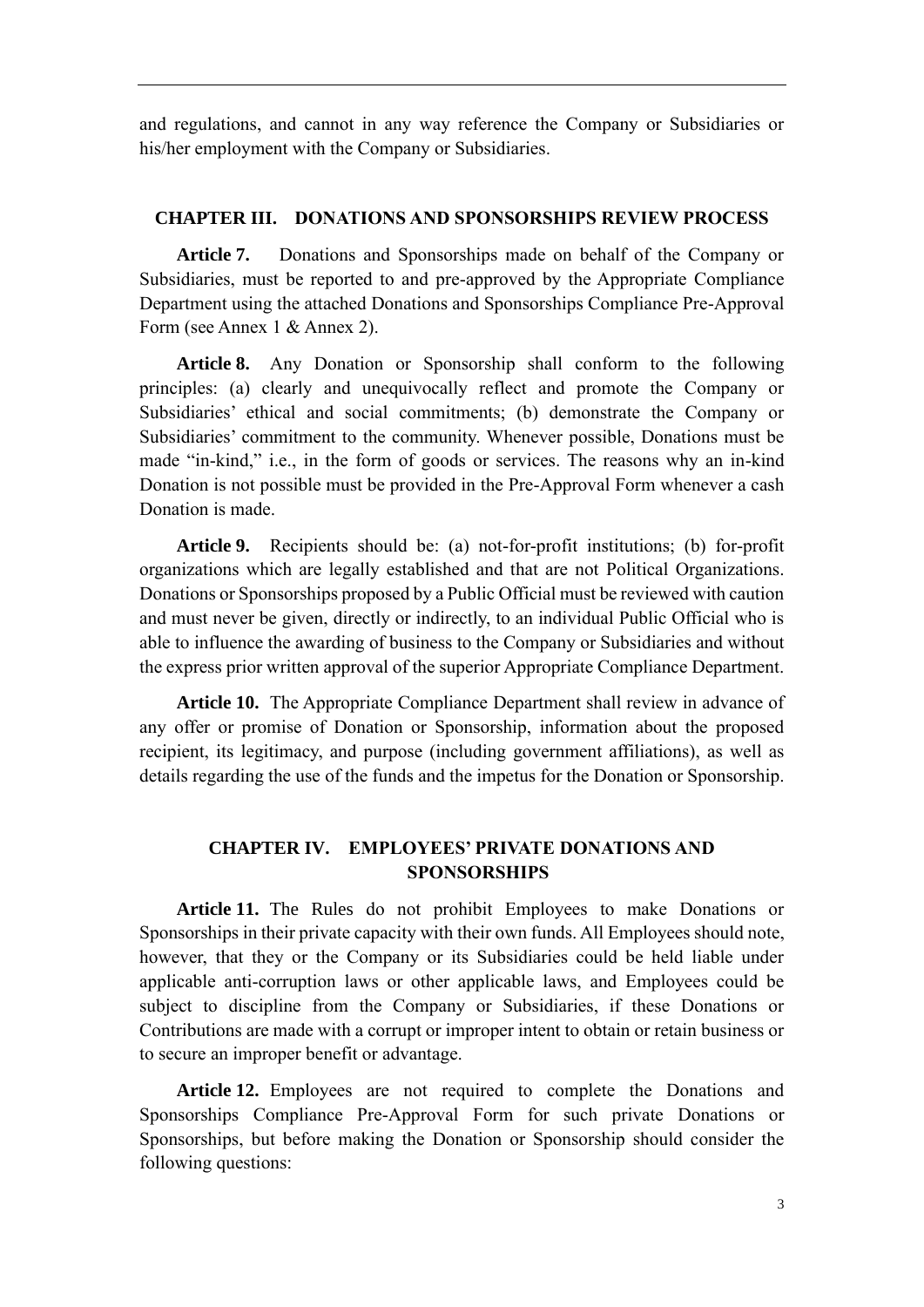and regulations, and cannot in any way reference the Company or Subsidiaries or his/her employment with the Company or Subsidiaries.

## CHAPTER III. DONATIONS AND SPONSORSHIPS REVIEW PROCESS

**Article 7.** Donations and Sponsorships made on behalf of the Company or Subsidiaries, must be reported to and pre-approved by the Appropriate Compliance Department using the attached Donations and Sponsorships Compliance Pre-Approval Form (see Annex 1 & Annex 2).

**Article 8.** Any Donation or Sponsorship shall conform to the following principles: (a) clearly and unequivocally reflect and promote the Company or Subsidiaries' ethical and social commitments; (b) demonstrate the Company or Subsidiaries' commitment to the community. Whenever possible, Donations must be made "in-kind," i.e., in the form of goods or services. The reasons why an in-kind Donation is not possible must be provided in the Pre-Approval Form whenever a cash Donation is made.

**Article 9.** Recipients should be: (a) not-for-profit institutions; (b) for-profit organizations which are legally established and that are not Political Organizations. Donations or Sponsorships proposed by a Public Official must be reviewed with caution and must never be given, directly or indirectly, to an individual Public Official who is able to influence the awarding of business to the Company or Subsidiaries and without the express prior written approval of the superior Appropriate Compliance Department.

**Article 10.** The Appropriate Compliance Department shall review in advance of any offer or promise of Donation or Sponsorship, information about the proposed recipient, its legitimacy, and purpose (including government affiliations), as well as details regarding the use of the funds and the impetus for the Donation or Sponsorship.

## CHAPTER IV. EMPLOYEES' PRIVATE DONATIONS AND SPONSORSHIPS

**Article 11.** The Rules do not prohibit Employees to make Donations or Sponsorships in their private capacity with their own funds. All Employees should note, however, that they or the Company or its Subsidiaries could be held liable under applicable anti-corruption laws or other applicable laws, and Employees could be subject to discipline from the Company or Subsidiaries, if these Donations or Contributions are made with a corrupt or improper intent to obtain or retain business or to secure an improper benefit or advantage.

**Article 12.** Employees are not required to complete the Donations and Sponsorships Compliance Pre-Approval Form for such private Donations or Sponsorships, but before making the Donation or Sponsorship should consider the following questions: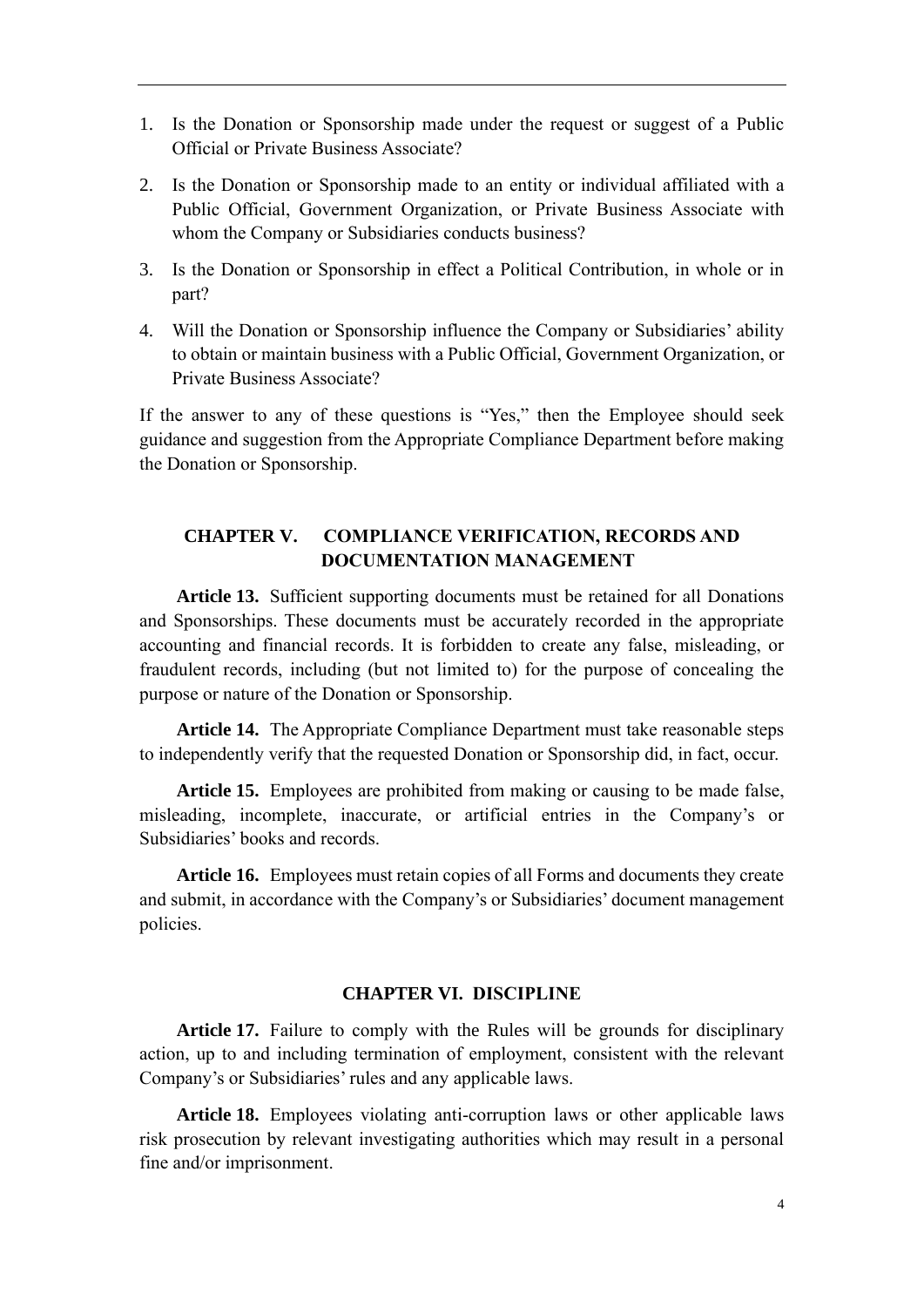1. Is the Donation or Sponsorship made under the request or suggest of a Public Official or Private Business Associate?
2. Is the Donation or Sponsorship made to an entity or individual affiliated with a Public Official, Government Organization, or Private Business Associate with whom the Company or Subsidiaries conducts business?
3. Is the Donation or Sponsorship in effect a Political Contribution, in whole or in part?
4. Will the Donation or Sponsorship influence the Company or Subsidiaries' ability to obtain or maintain business with a Public Official, Government Organization, or Private Business Associate?

If the answer to any of these questions is "Yes," then the Employee should seek guidance and suggestion from the Appropriate Compliance Department before making the Donation or Sponsorship.

## CHAPTER V. COMPLIANCE VERIFICATION, RECORDS AND DOCUMENTATION MANAGEMENT

**Article 13.** Sufficient supporting documents must be retained for all Donations and Sponsorships. These documents must be accurately recorded in the appropriate accounting and financial records. It is forbidden to create any false, misleading, or fraudulent records, including (but not limited to) for the purpose of concealing the purpose or nature of the Donation or Sponsorship.

**Article 14.** The Appropriate Compliance Department must take reasonable steps to independently verify that the requested Donation or Sponsorship did, in fact, occur.

**Article 15.** Employees are prohibited from making or causing to be made false, misleading, incomplete, inaccurate, or artificial entries in the Company's or Subsidiaries' books and records.

**Article 16.** Employees must retain copies of all Forms and documents they create and submit, in accordance with the Company's or Subsidiaries' document management policies.

## CHAPTER VI. DISCIPLINE

**Article 17.** Failure to comply with the Rules will be grounds for disciplinary action, up to and including termination of employment, consistent with the relevant Company's or Subsidiaries' rules and any applicable laws.

**Article 18.** Employees violating anti-corruption laws or other applicable laws risk prosecution by relevant investigating authorities which may result in a personal fine and/or imprisonment.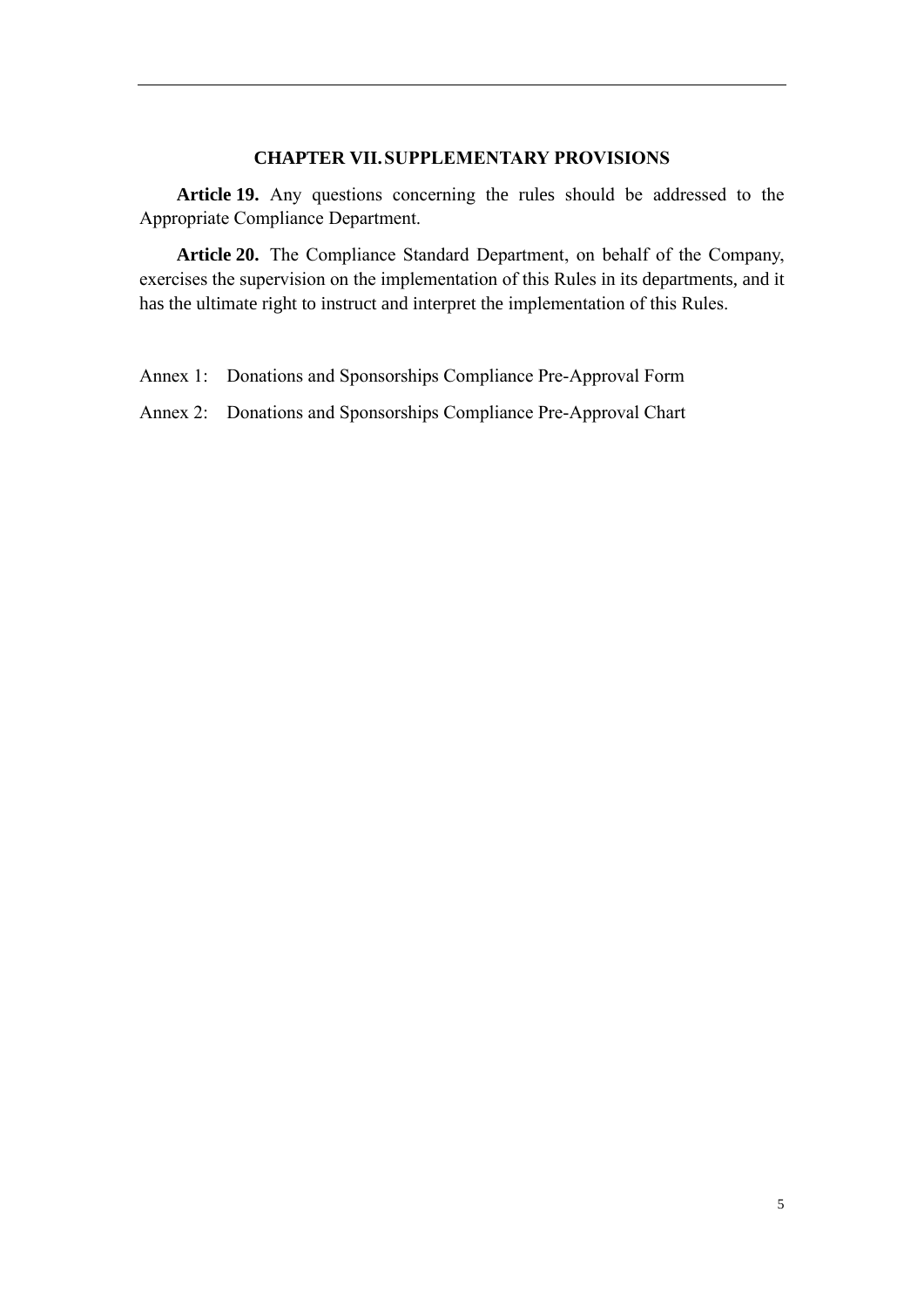## CHAPTER VII. SUPPLEMENTARY PROVISIONS

**Article 19.** Any questions concerning the rules should be addressed to the Appropriate Compliance Department.

**Article 20.** The Compliance Standard Department, on behalf of the Company, exercises the supervision on the implementation of this Rules in its departments, and it has the ultimate right to instruct and interpret the implementation of this Rules.

Annex 1: Donations and Sponsorships Compliance Pre-Approval Form

Annex 2: Donations and Sponsorships Compliance Pre-Approval Chart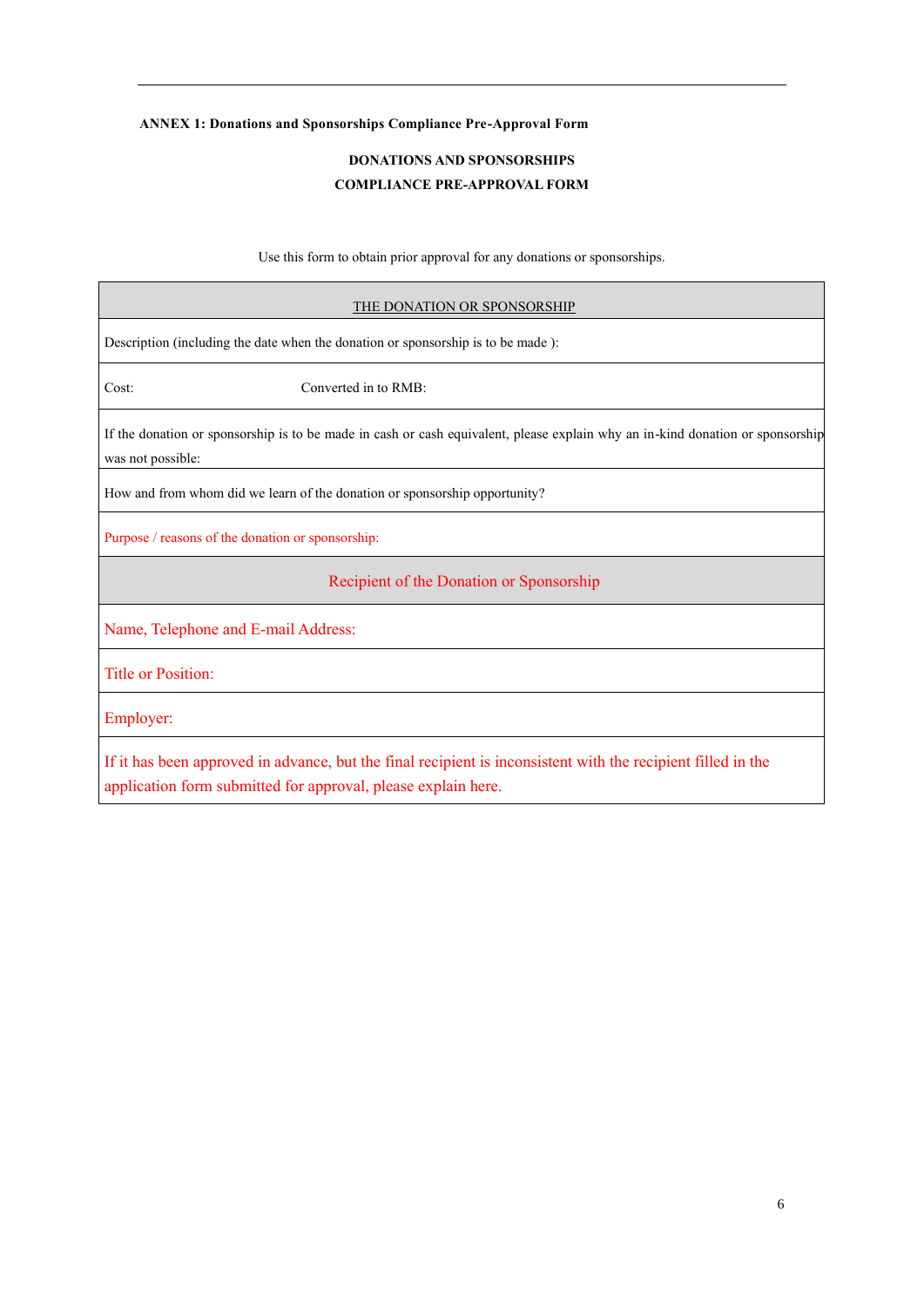**ANNEX 1: Donations and Sponsorships Compliance Pre-Approval Form**

**DONATIONS AND SPONSORSHIPS**
**COMPLIANCE PRE-APPROVAL FORM**

Use this form to obtain prior approval for any donations or sponsorships.

| THE DONATION OR SPONSORSHIP | |
|---|---|
| Description (including the date when the donation or sponsorship is to be made ): | |
| Cost: | Converted in to RMB: |
| If the donation or sponsorship is to be made in cash or cash equivalent, please explain why an in-kind donation or sponsorship was not possible: | |
| How and from whom did we learn of the donation or sponsorship opportunity? | |
| Purpose / reasons of the donation or sponsorship: | |
| Recipient of the Donation or Sponsorship | |
| Name, Telephone and E-mail Address: | |
| Title or Position: | |
| Employer: | |
| If it has been approved in advance, but the final recipient is inconsistent with the recipient filled in the application form submitted for approval, please explain here. | |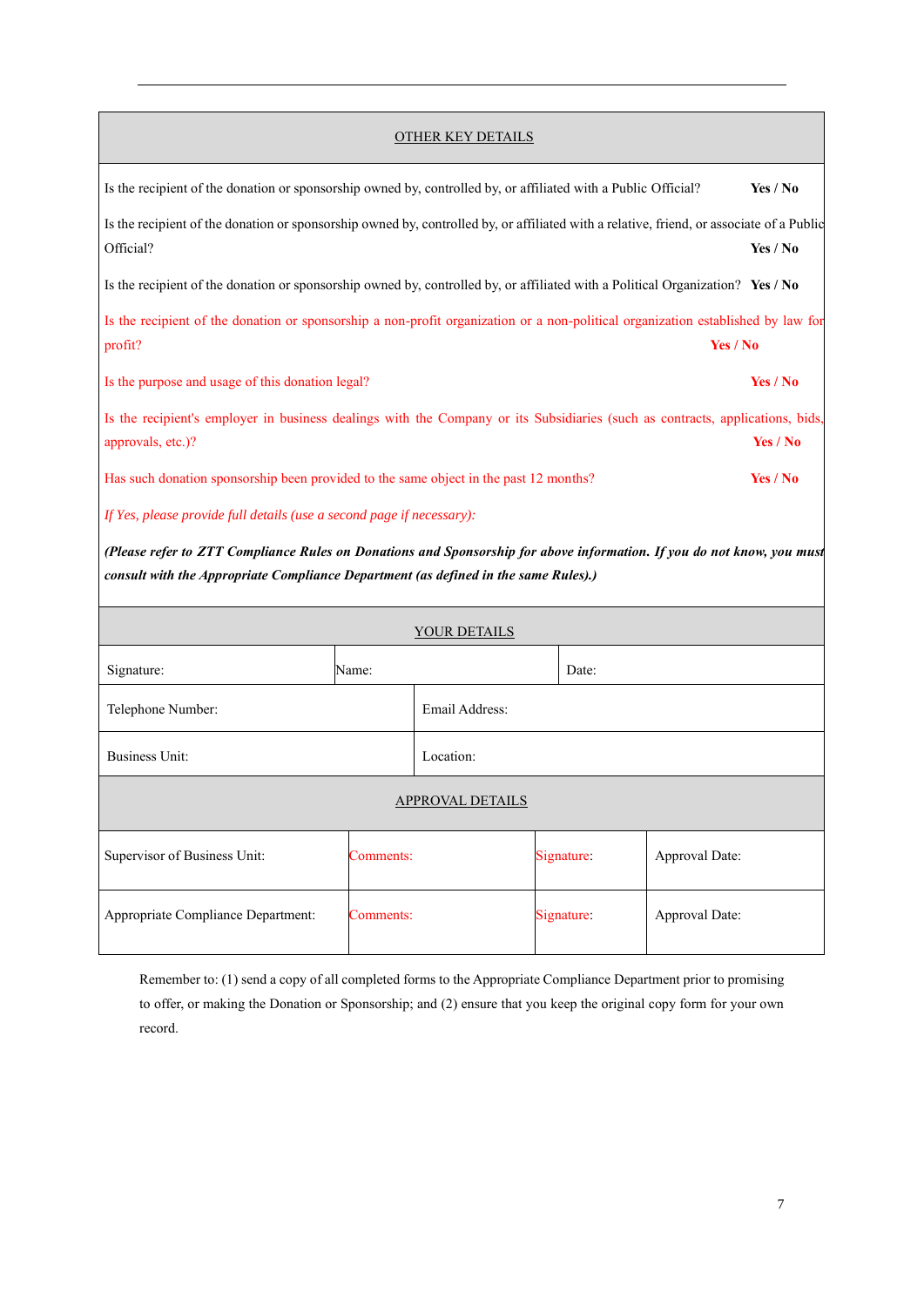## OTHER KEY DETAILS

Is the recipient of the donation or sponsorship owned by, controlled by, or affiliated with a Public Official? **Yes / No**

Is the recipient of the donation or sponsorship owned by, controlled by, or affiliated with a relative, friend, or associate of a Public Official? **Yes / No**

Is the recipient of the donation or sponsorship owned by, controlled by, or affiliated with a Political Organization? **Yes / No**

Is the recipient of the donation or sponsorship a non-profit organization or a non-political organization established by law for profit? **Yes / No**

Is the purpose and usage of this donation legal? **Yes / No**

Is the recipient's employer in business dealings with the Company or its Subsidiaries (such as contracts, applications, bids, approvals, etc.)? **Yes / No**

Has such donation sponsorship been provided to the same object in the past 12 months? **Yes / No**

*If Yes, please provide full details (use a second page if necessary):*

***(Please refer to ZTT Compliance Rules on Donations and Sponsorship for above information. If you do not know, you must consult with the Appropriate Compliance Department (as defined in the same Rules).)***

## YOUR DETAILS

| Signature: | Name: | Date: |
|---|---|---|
| Telephone Number: | Email Address: | |
| Business Unit: | Location: | |

## APPROVAL DETAILS

| | | | |
|---|---|---|---|
| Supervisor of Business Unit: | Comments: | Signature: | Approval Date: |
| Appropriate Compliance Department: | Comments: | Signature: | Approval Date: |

Remember to: (1) send a copy of all completed forms to the Appropriate Compliance Department prior to promising to offer, or making the Donation or Sponsorship; and (2) ensure that you keep the original copy form for your own record.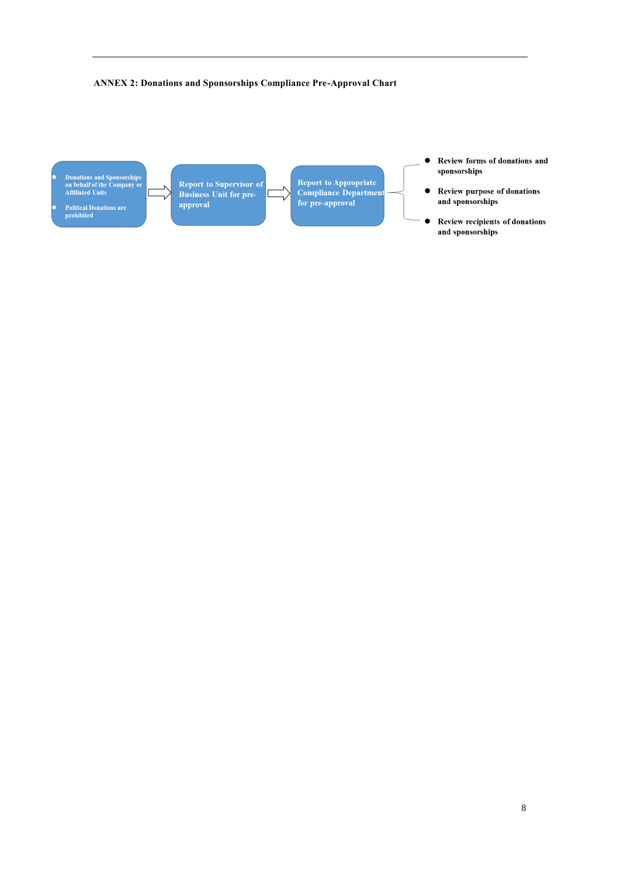**ANNEX 2: Donations and Sponsorships Compliance Pre-Approval Chart**

- Donations and Sponsorships on behalf of the Company or Affiliated Units
- Political Donations are prohibited

Report to Supervisor of Business Unit for pre-approval

Report to Appropriate Compliance Department for pre-approval

- Review forms of donations and sponsorships
- Review purpose of donations and sponsorships
- Review recipients of donations and sponsorships